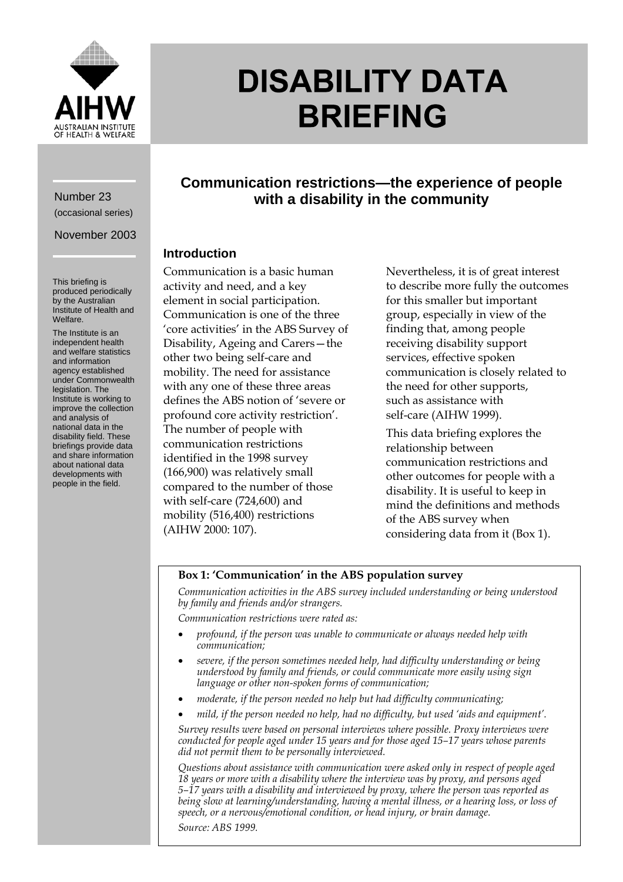# DISABILITY DATA BRIEFING

Number 23
(occasional series)

November 2003

This briefing is produced periodically by the Australian Institute of Health and Welfare.

The Institute is an independent health and welfare statistics and information agency established under Commonwealth legislation. The Institute is working to improve the collection and analysis of national data in the disability field. These briefings provide data and share information about national data developments with people in the field.

## Communication restrictions—the experience of people with a disability in the community

### Introduction

Communication is a basic human activity and need, and a key element in social participation. Communication is one of the three 'core activities' in the ABS Survey of Disability, Ageing and Carers—the other two being self-care and mobility. The need for assistance with any one of these three areas defines the ABS notion of 'severe or profound core activity restriction'. The number of people with communication restrictions identified in the 1998 survey (166,900) was relatively small compared to the number of those with self-care (724,600) and mobility (516,400) restrictions (AIHW 2000: 107).

Nevertheless, it is of great interest to describe more fully the outcomes for this smaller but important group, especially in view of the finding that, among people receiving disability support services, effective spoken communication is closely related to the need for other supports, such as assistance with self-care (AIHW 1999).

This data briefing explores the relationship between communication restrictions and other outcomes for people with a disability. It is useful to keep in mind the definitions and methods of the ABS survey when considering data from it (Box 1).

**Box 1: 'Communication' in the ABS population survey**

*Communication activities in the ABS survey included understanding or being understood by family and friends and/or strangers.*

*Communication restrictions were rated as:*

- *profound, if the person was unable to communicate or always needed help with communication;*
- *severe, if the person sometimes needed help, had difficulty understanding or being understood by family and friends, or could communicate more easily using sign language or other non-spoken forms of communication;*
- *moderate, if the person needed no help but had difficulty communicating;*
- *mild, if the person needed no help, had no difficulty, but used 'aids and equipment'.*

*Survey results were based on personal interviews where possible. Proxy interviews were conducted for people aged under 15 years and for those aged 15–17 years whose parents did not permit them to be personally interviewed.*

*Questions about assistance with communication were asked only in respect of people aged 18 years or more with a disability where the interview was by proxy, and persons aged 5–17 years with a disability and interviewed by proxy, where the person was reported as being slow at learning/understanding, having a mental illness, or a hearing loss, or loss of speech, or a nervous/emotional condition, or head injury, or brain damage.*

*Source: ABS 1999.*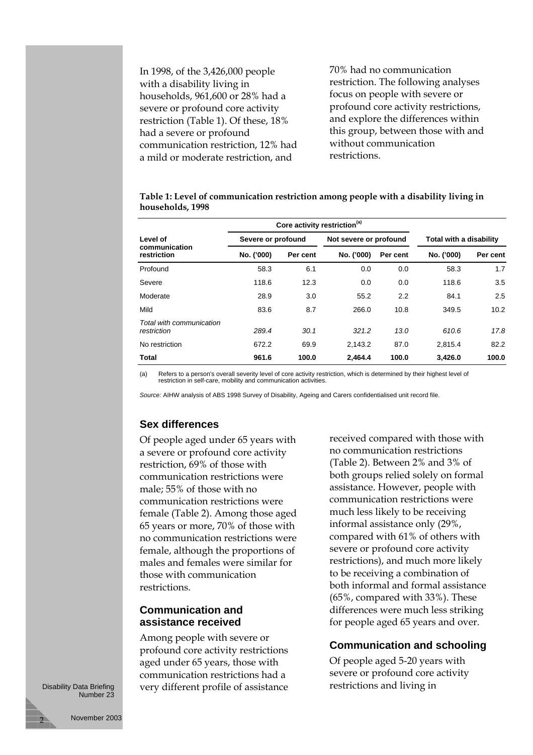In 1998, of the 3,426,000 people with a disability living in households, 961,600 or 28% had a severe or profound core activity restriction (Table 1). Of these, 18% had a severe or profound communication restriction, 12% had a mild or moderate restriction, and 70% had no communication restriction. The following analyses focus on people with severe or profound core activity restrictions, and explore the differences within this group, between those with and without communication restrictions.

**Table 1: Level of communication restriction among people with a disability living in households, 1998**

| Level of communication restriction | Core activity restriction[(a)] | | | | | |
|---|---|---|---|---|---|---|
| | Severe or profound | | Not severe or profound | | Total with a disability | |
| | No. ('000) | Per cent | No. ('000) | Per cent | No. ('000) | Per cent |
| Profound | 58.3 | 6.1 | 0.0 | 0.0 | 58.3 | 1.7 |
| Severe | 118.6 | 12.3 | 0.0 | 0.0 | 118.6 | 3.5 |
| Moderate | 28.9 | 3.0 | 55.2 | 2.2 | 84.1 | 2.5 |
| Mild | 83.6 | 8.7 | 266.0 | 10.8 | 349.5 | 10.2 |
| *Total with communication restriction* | *289.4* | *30.1* | *321.2* | *13.0* | *610.6* | *17.8* |
| No restriction | 672.2 | 69.9 | 2,143.2 | 87.0 | 2,815.4 | 82.2 |
| **Total** | **961.6** | **100.0** | **2,464.4** | **100.0** | **3,426.0** | **100.0** |

(a) Refers to a person's overall severity level of core activity restriction, which is determined by their highest level of restriction in self-care, mobility and communication activities.

*Source:* AIHW analysis of ABS 1998 Survey of Disability, Ageing and Carers confidentialised unit record file.

## Sex differences

Of people aged under 65 years with a severe or profound core activity restriction, 69% of those with communication restrictions were male; 55% of those with no communication restrictions were female (Table 2). Among those aged 65 years or more, 70% of those with no communication restrictions were female, although the proportions of males and females were similar for those with communication restrictions.

## Communication and assistance received

Among people with severe or profound core activity restrictions aged under 65 years, those with communication restrictions had a very different profile of assistance received compared with those with no communication restrictions (Table 2). Between 2% and 3% of both groups relied solely on formal assistance. However, people with communication restrictions were much less likely to be receiving informal assistance only (29%, compared with 61% of others with severe or profound core activity restrictions), and much more likely to be receiving a combination of both informal and formal assistance (65%, compared with 33%). These differences were much less striking for people aged 65 years and over.

## Communication and schooling

Of people aged 5-20 years with severe or profound core activity restrictions and living in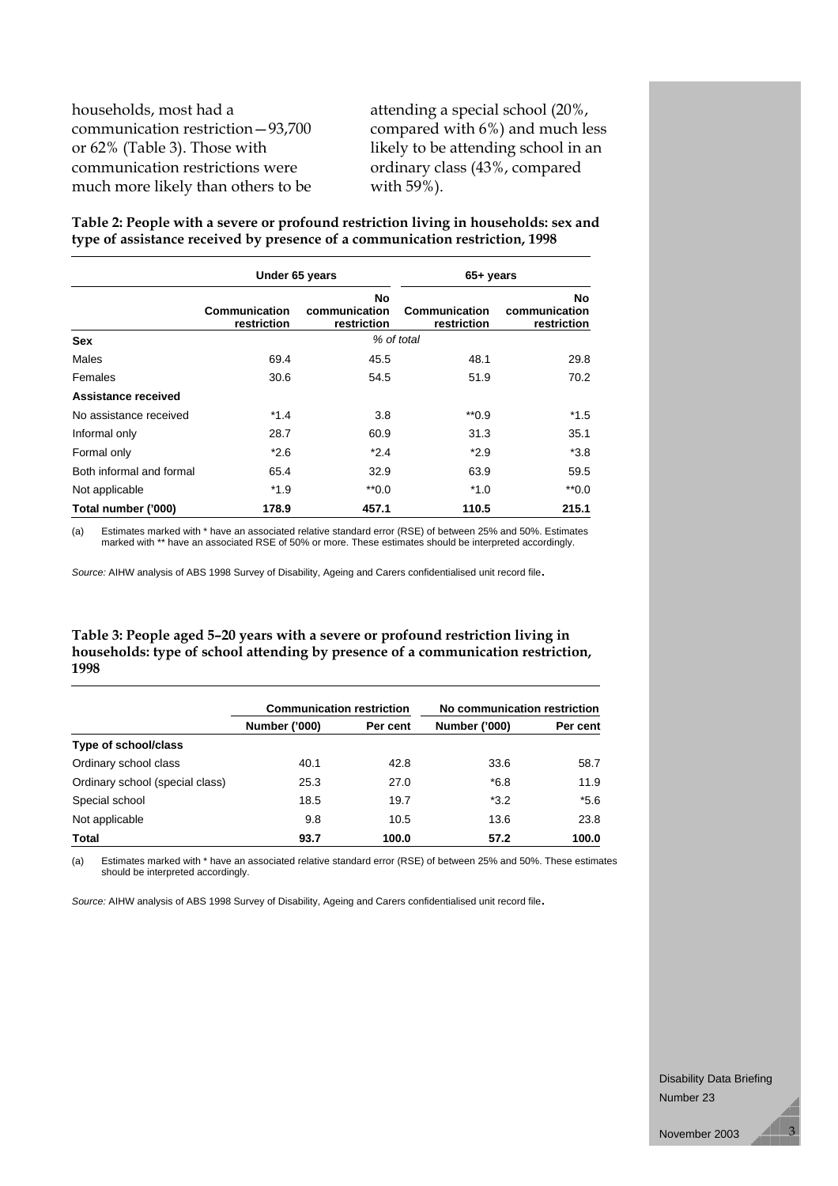households, most had a communication restriction—93,700 or 62% (Table 3). Those with communication restrictions were much more likely than others to be attending a special school (20%, compared with 6%) and much less likely to be attending school in an ordinary class (43%, compared with 59%).

**Table 2: People with a severe or profound restriction living in households: sex and type of assistance received by presence of a communication restriction, 1998**

| | Under 65 years | | 65+ years | |
|---|---|---|---|---|
| | Communication restriction | No communication restriction | Communication restriction | No communication restriction |
| **Sex** | | *% of total* | | |
| Males | 69.4 | 45.5 | 48.1 | 29.8 |
| Females | 30.6 | 54.5 | 51.9 | 70.2 |
| **Assistance received** | | | | |
| No assistance received | *1.4 | 3.8 | **0.9 | *1.5 |
| Informal only | 28.7 | 60.9 | 31.3 | 35.1 |
| Formal only | *2.6 | *2.4 | *2.9 | *3.8 |
| Both informal and formal | 65.4 | 32.9 | 63.9 | 59.5 |
| Not applicable | *1.9 | **0.0 | *1.0 | **0.0 |
| **Total number ('000)** | **178.9** | **457.1** | **110.5** | **215.1** |

(a) Estimates marked with * have an associated relative standard error (RSE) of between 25% and 50%. Estimates marked with ** have an associated RSE of 50% or more. These estimates should be interpreted accordingly.

*Source:* AIHW analysis of ABS 1998 Survey of Disability, Ageing and Carers confidentialised unit record file.

**Table 3: People aged 5–20 years with a severe or profound restriction living in households: type of school attending by presence of a communication restriction, 1998**

| | Communication restriction | | No communication restriction | |
|---|---|---|---|---|
| | Number ('000) | Per cent | Number ('000) | Per cent |
| **Type of school/class** | | | | |
| Ordinary school class | 40.1 | 42.8 | 33.6 | 58.7 |
| Ordinary school (special class) | 25.3 | 27.0 | *6.8 | 11.9 |
| Special school | 18.5 | 19.7 | *3.2 | *5.6 |
| Not applicable | 9.8 | 10.5 | 13.6 | 23.8 |
| **Total** | **93.7** | **100.0** | **57.2** | **100.0** |

(a) Estimates marked with * have an associated relative standard error (RSE) of between 25% and 50%. These estimates should be interpreted accordingly.

*Source:* AIHW analysis of ABS 1998 Survey of Disability, Ageing and Carers confidentialised unit record file.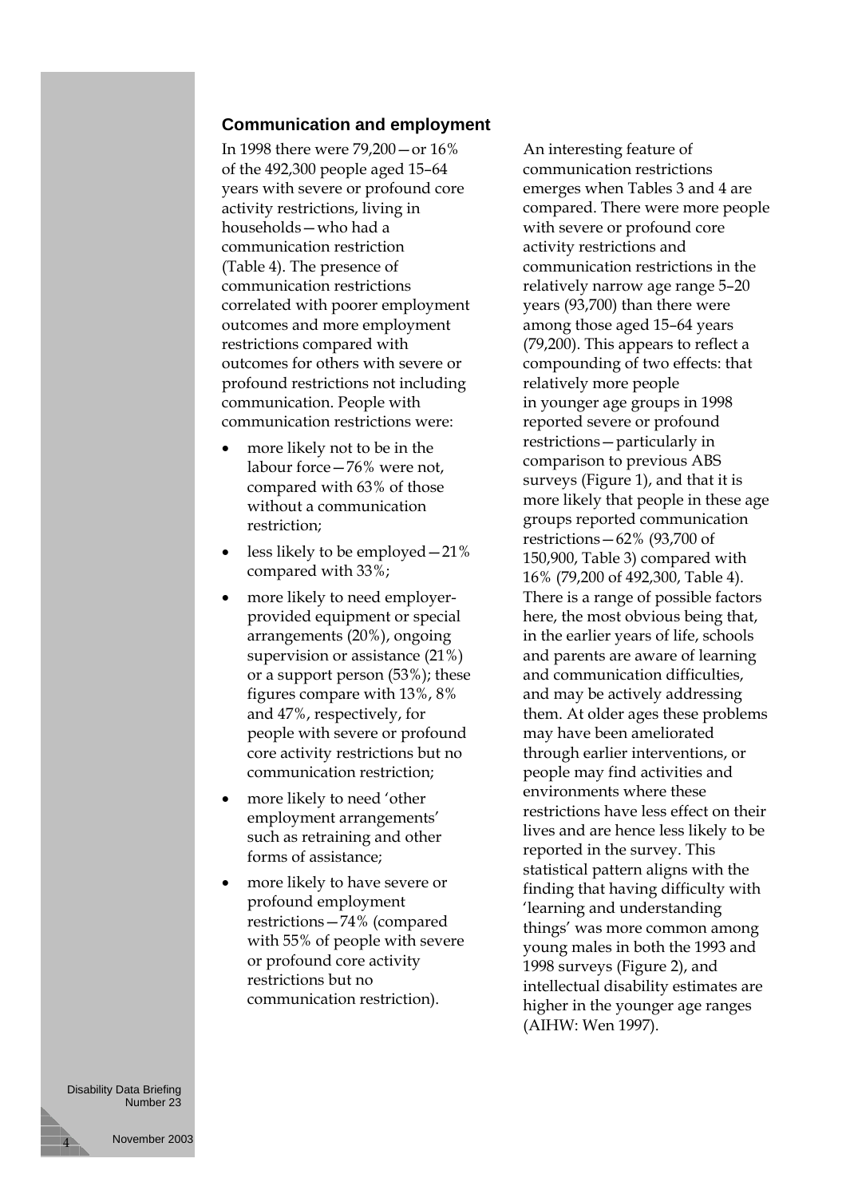## Communication and employment

In 1998 there were 79,200—or 16% of the 492,300 people aged 15–64 years with severe or profound core activity restrictions, living in households—who had a communication restriction (Table 4). The presence of communication restrictions correlated with poorer employment outcomes and more employment restrictions compared with outcomes for others with severe or profound restrictions not including communication. People with communication restrictions were:

- more likely not to be in the labour force—76% were not, compared with 63% of those without a communication restriction;
- less likely to be employed—21% compared with 33%;
- more likely to need employer-provided equipment or special arrangements (20%), ongoing supervision or assistance (21%) or a support person (53%); these figures compare with 13%, 8% and 47%, respectively, for people with severe or profound core activity restrictions but no communication restriction;
- more likely to need 'other employment arrangements' such as retraining and other forms of assistance;
- more likely to have severe or profound employment restrictions—74% (compared with 55% of people with severe or profound core activity restrictions but no communication restriction).

An interesting feature of communication restrictions emerges when Tables 3 and 4 are compared. There were more people with severe or profound core activity restrictions and communication restrictions in the relatively narrow age range 5–20 years (93,700) than there were among those aged 15–64 years (79,200). This appears to reflect a compounding of two effects: that relatively more people in younger age groups in 1998 reported severe or profound restrictions—particularly in comparison to previous ABS surveys (Figure 1), and that it is more likely that people in these age groups reported communication restrictions—62% (93,700 of 150,900, Table 3) compared with 16% (79,200 of 492,300, Table 4). There is a range of possible factors here, the most obvious being that, in the earlier years of life, schools and parents are aware of learning and communication difficulties, and may be actively addressing them. At older ages these problems may have been ameliorated through earlier interventions, or people may find activities and environments where these restrictions have less effect on their lives and are hence less likely to be reported in the survey. This statistical pattern aligns with the finding that having difficulty with 'learning and understanding things' was more common among young males in both the 1993 and 1998 surveys (Figure 2), and intellectual disability estimates are higher in the younger age ranges (AIHW: Wen 1997).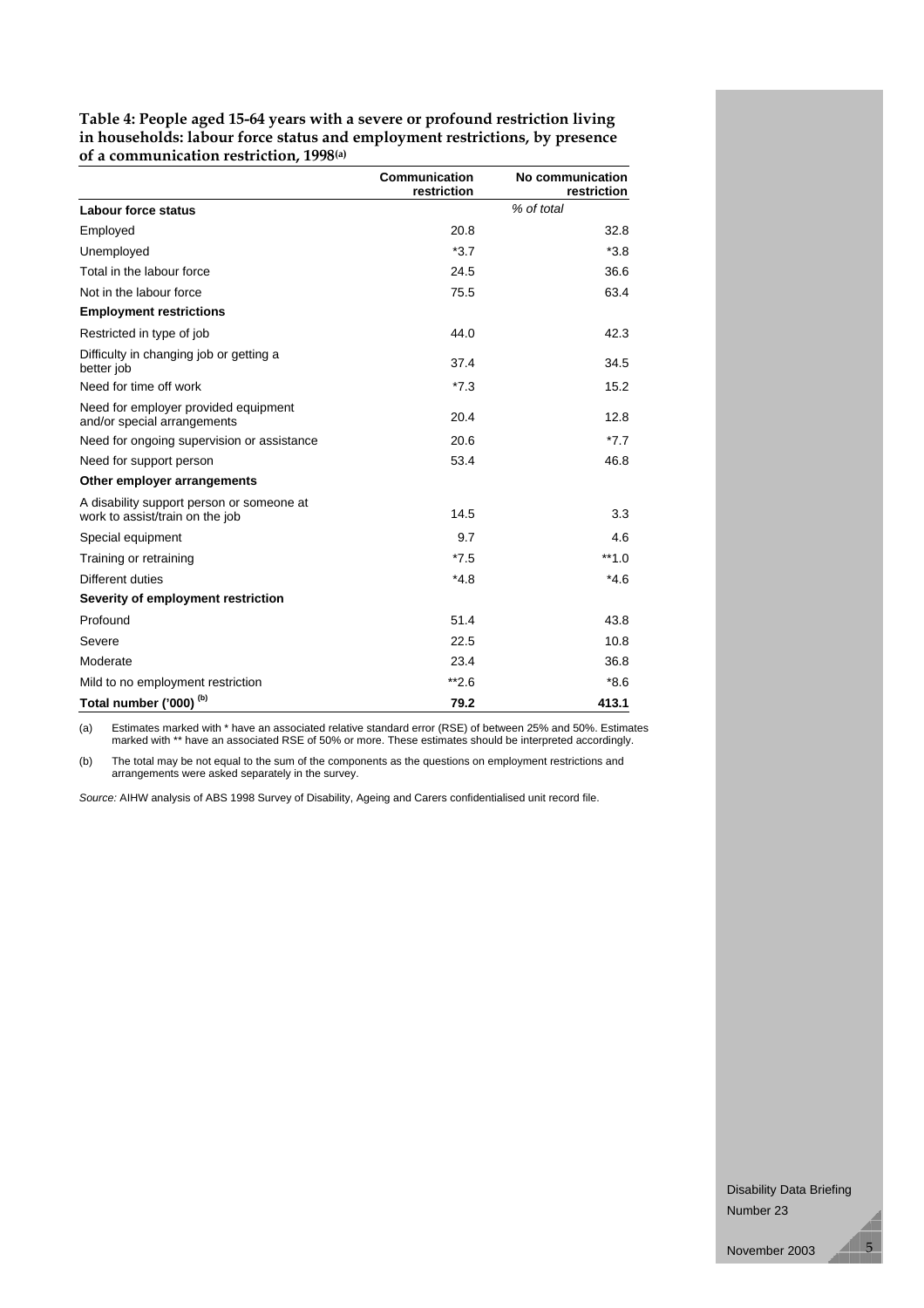**Table 4: People aged 15-64 years with a severe or profound restriction living in households: labour force status and employment restrictions, by presence of a communication restriction, 1998(a)**

| | Communication restriction | No communication restriction |
|---|---|---|
| **Labour force status** | *% of total* | |
| Employed | 20.8 | 32.8 |
| Unemployed | *3.7 | *3.8 |
| Total in the labour force | 24.5 | 36.6 |
| Not in the labour force | 75.5 | 63.4 |
| **Employment restrictions** | | |
| Restricted in type of job | 44.0 | 42.3 |
| Difficulty in changing job or getting a better job | 37.4 | 34.5 |
| Need for time off work | *7.3 | 15.2 |
| Need for employer provided equipment and/or special arrangements | 20.4 | 12.8 |
| Need for ongoing supervision or assistance | 20.6 | *7.7 |
| Need for support person | 53.4 | 46.8 |
| **Other employer arrangements** | | |
| A disability support person or someone at work to assist/train on the job | 14.5 | 3.3 |
| Special equipment | 9.7 | 4.6 |
| Training or retraining | *7.5 | **1.0 |
| Different duties | *4.8 | *4.6 |
| **Severity of employment restriction** | | |
| Profound | 51.4 | 43.8 |
| Severe | 22.5 | 10.8 |
| Moderate | 23.4 | 36.8 |
| Mild to no employment restriction | **2.6 | *8.6 |
| **Total number ('000) (b)** | **79.2** | **413.1** |

(a) Estimates marked with * have an associated relative standard error (RSE) of between 25% and 50%. Estimates marked with ** have an associated RSE of 50% or more. These estimates should be interpreted accordingly.

(b) The total may be not equal to the sum of the components as the questions on employment restrictions and arrangements were asked separately in the survey.

*Source:* AIHW analysis of ABS 1998 Survey of Disability, Ageing and Carers confidentialised unit record file.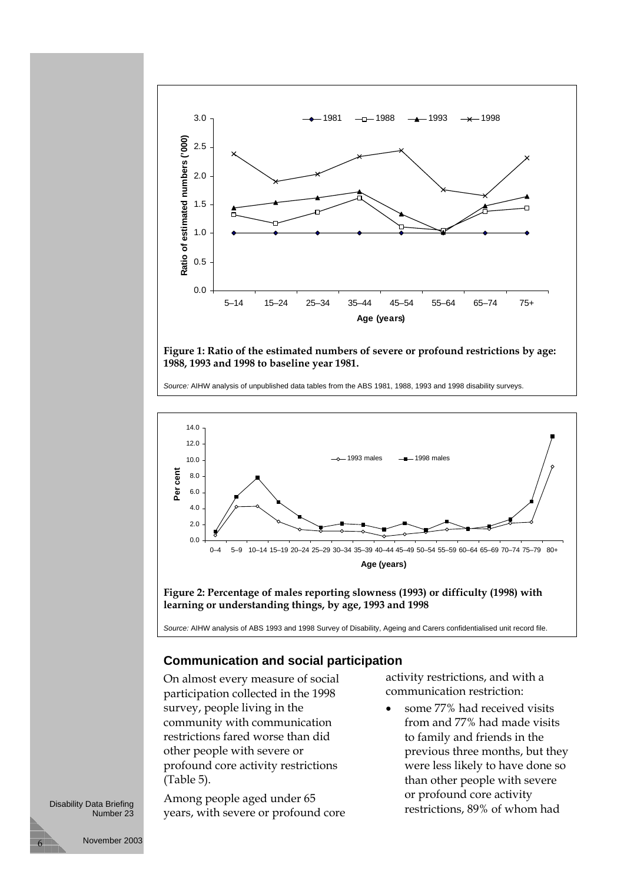**Figure 1: Ratio of the estimated numbers of severe or profound restrictions by age: 1988, 1993 and 1998 to baseline year 1981.**

*Source:* AIHW analysis of unpublished data tables from the ABS 1981, 1988, 1993 and 1998 disability surveys.

**Figure 2: Percentage of males reporting slowness (1993) or difficulty (1998) with learning or understanding things, by age, 1993 and 1998**

*Source:* AIHW analysis of ABS 1993 and 1998 Survey of Disability, Ageing and Carers confidentialised unit record file.

## Communication and social participation

On almost every measure of social participation collected in the 1998 survey, people living in the community with communication restrictions fared worse than did other people with severe or profound core activity restrictions (Table 5).

Among people aged under 65 years, with severe or profound core activity restrictions, and with a communication restriction:

- some 77% had received visits from and 77% had made visits to family and friends in the previous three months, but they were less likely to have done so than other people with severe or profound core activity restrictions, 89% of whom had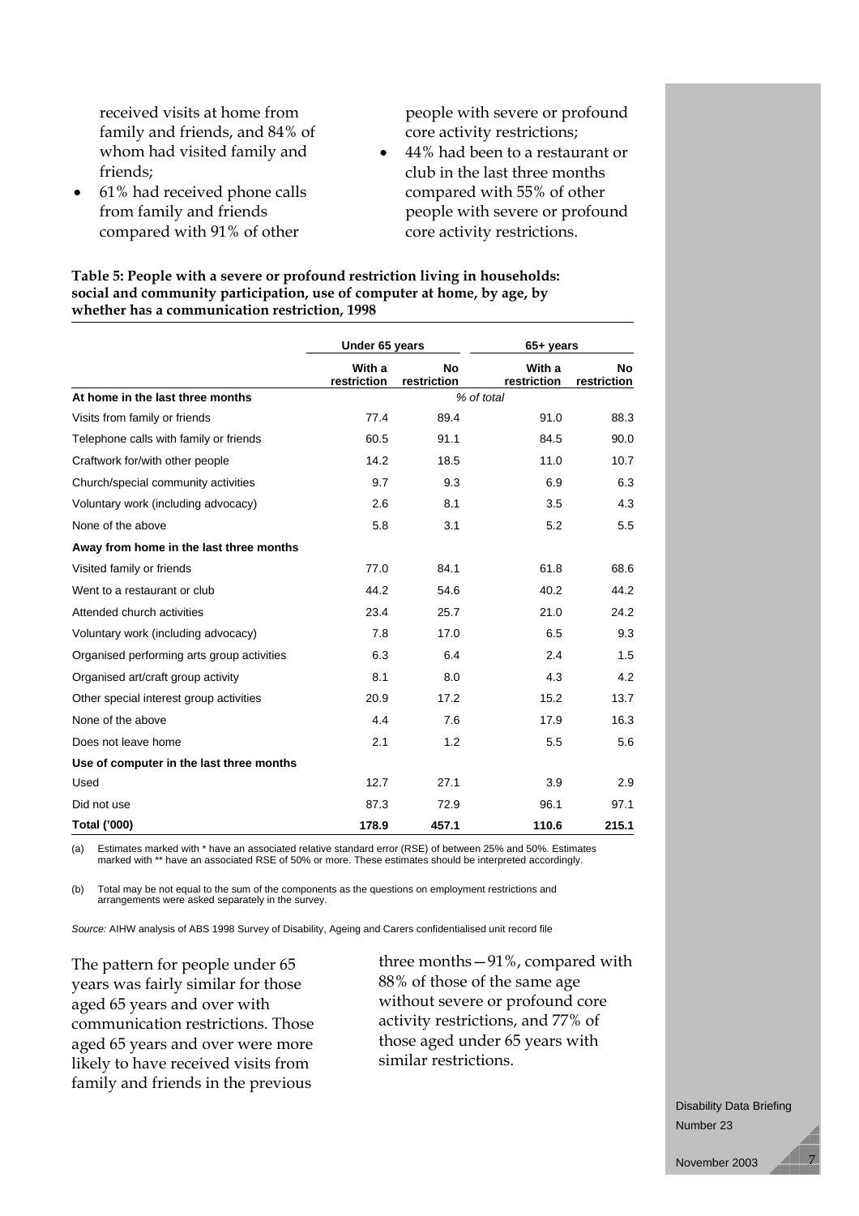received visits at home from family and friends, and 84% of whom had visited family and friends;

- 61% had received phone calls from family and friends compared with 91% of other people with severe or profound core activity restrictions;
- 44% had been to a restaurant or club in the last three months compared with 55% of other people with severe or profound core activity restrictions.

**Table 5: People with a severe or profound restriction living in households: social and community participation, use of computer at home, by age, by whether has a communication restriction, 1998**

| | Under 65 years | | 65+ years | |
|---|---|---|---|---|
| | With a restriction | No restriction | With a restriction | No restriction |
| **At home in the last three months** | | *% of total* | | |
| Visits from family or friends | 77.4 | 89.4 | 91.0 | 88.3 |
| Telephone calls with family or friends | 60.5 | 91.1 | 84.5 | 90.0 |
| Craftwork for/with other people | 14.2 | 18.5 | 11.0 | 10.7 |
| Church/special community activities | 9.7 | 9.3 | 6.9 | 6.3 |
| Voluntary work (including advocacy) | 2.6 | 8.1 | 3.5 | 4.3 |
| None of the above | 5.8 | 3.1 | 5.2 | 5.5 |
| **Away from home in the last three months** | | | | |
| Visited family or friends | 77.0 | 84.1 | 61.8 | 68.6 |
| Went to a restaurant or club | 44.2 | 54.6 | 40.2 | 44.2 |
| Attended church activities | 23.4 | 25.7 | 21.0 | 24.2 |
| Voluntary work (including advocacy) | 7.8 | 17.0 | 6.5 | 9.3 |
| Organised performing arts group activities | 6.3 | 6.4 | 2.4 | 1.5 |
| Organised art/craft group activity | 8.1 | 8.0 | 4.3 | 4.2 |
| Other special interest group activities | 20.9 | 17.2 | 15.2 | 13.7 |
| None of the above | 4.4 | 7.6 | 17.9 | 16.3 |
| Does not leave home | 2.1 | 1.2 | 5.5 | 5.6 |
| **Use of computer in the last three months** | | | | |
| Used | 12.7 | 27.1 | 3.9 | 2.9 |
| Did not use | 87.3 | 72.9 | 96.1 | 97.1 |
| **Total ('000)** | **178.9** | **457.1** | **110.6** | **215.1** |

(a) Estimates marked with * have an associated relative standard error (RSE) of between 25% and 50%. Estimates marked with ** have an associated RSE of 50% or more. These estimates should be interpreted accordingly.

(b) Total may be not equal to the sum of the components as the questions on employment restrictions and arrangements were asked separately in the survey.

*Source:* AIHW analysis of ABS 1998 Survey of Disability, Ageing and Carers confidentialised unit record file

The pattern for people under 65 years was fairly similar for those aged 65 years and over with communication restrictions. Those aged 65 years and over were more likely to have received visits from family and friends in the previous three months—91%, compared with 88% of those of the same age without severe or profound core activity restrictions, and 77% of those aged under 65 years with similar restrictions.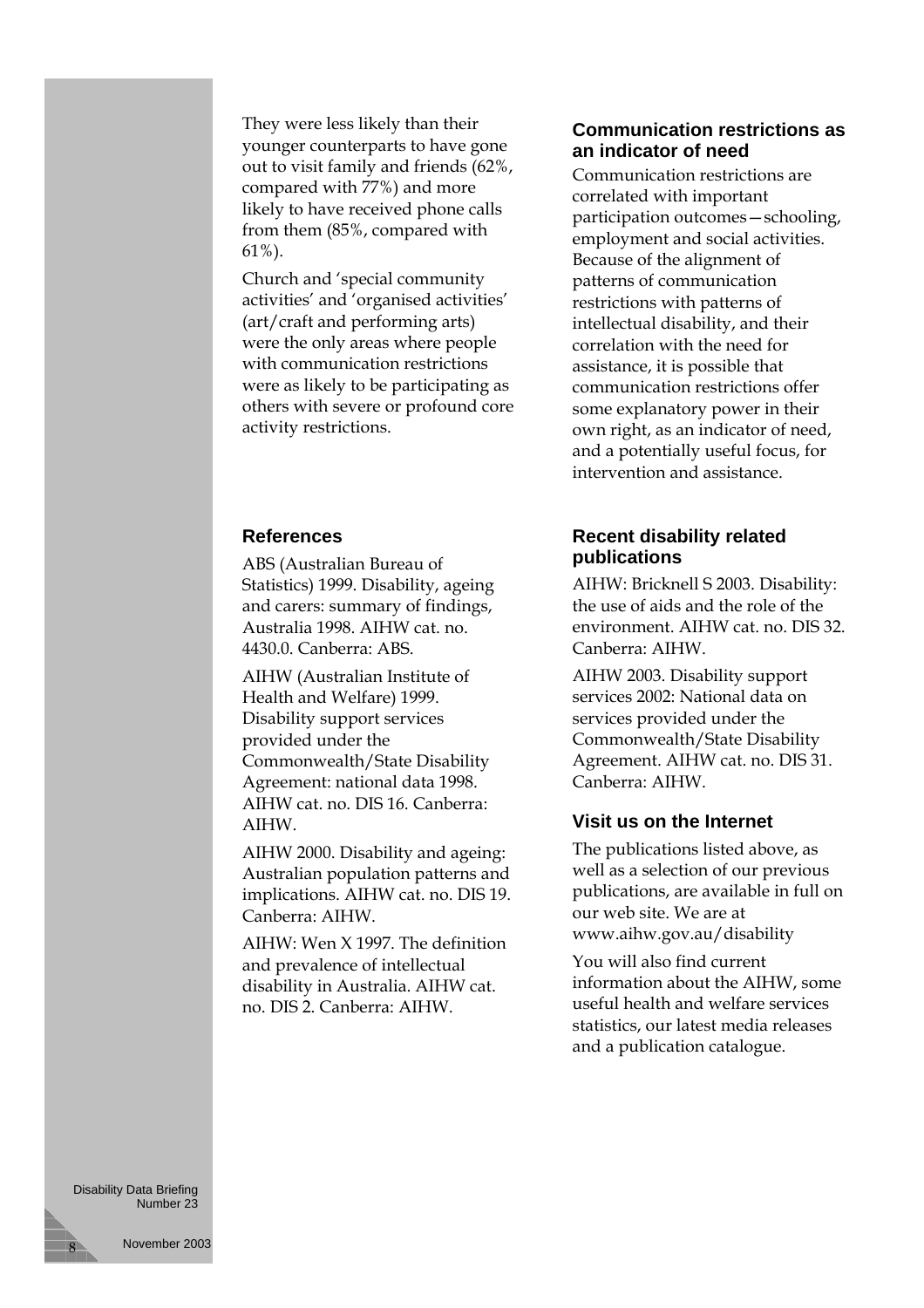They were less likely than their younger counterparts to have gone out to visit family and friends (62%, compared with 77%) and more likely to have received phone calls from them (85%, compared with 61%).

Church and 'special community activities' and 'organised activities' (art/craft and performing arts) were the only areas where people with communication restrictions were as likely to be participating as others with severe or profound core activity restrictions.

## Communication restrictions as an indicator of need

Communication restrictions are correlated with important participation outcomes—schooling, employment and social activities. Because of the alignment of patterns of communication restrictions with patterns of intellectual disability, and their correlation with the need for assistance, it is possible that communication restrictions offer some explanatory power in their own right, as an indicator of need, and a potentially useful focus, for intervention and assistance.

## References

ABS (Australian Bureau of Statistics) 1999. Disability, ageing and carers: summary of findings, Australia 1998. AIHW cat. no. 4430.0. Canberra: ABS.

AIHW (Australian Institute of Health and Welfare) 1999. Disability support services provided under the Commonwealth/State Disability Agreement: national data 1998. AIHW cat. no. DIS 16. Canberra: AIHW.

AIHW 2000. Disability and ageing: Australian population patterns and implications. AIHW cat. no. DIS 19. Canberra: AIHW.

AIHW: Wen X 1997. The definition and prevalence of intellectual disability in Australia. AIHW cat. no. DIS 2. Canberra: AIHW.

## Recent disability related publications

AIHW: Bricknell S 2003. Disability: the use of aids and the role of the environment. AIHW cat. no. DIS 32. Canberra: AIHW.

AIHW 2003. Disability support services 2002: National data on services provided under the Commonwealth/State Disability Agreement. AIHW cat. no. DIS 31. Canberra: AIHW.

## Visit us on the Internet

The publications listed above, as well as a selection of our previous publications, are available in full on our web site. We are at www.aihw.gov.au/disability

You will also find current information about the AIHW, some useful health and welfare services statistics, our latest media releases and a publication catalogue.